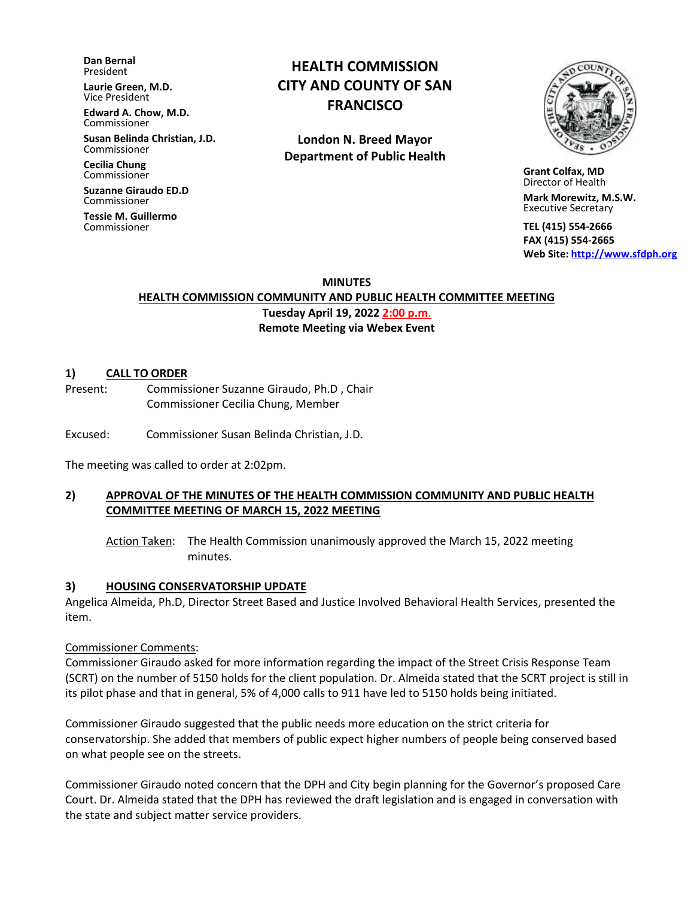**Dan Bernal**
President

**Laurie Green, M.D.**
Vice President

**Edward A. Chow, M.D.**
Commissioner

**Susan Belinda Christian, J.D.**
Commissioner

**Cecilia Chung**
Commissioner

**Suzanne Giraudo ED.D**
Commissioner

**Tessie M. Guillermo**
Commissioner

# HEALTH COMMISSION CITY AND COUNTY OF SAN FRANCISCO

**London N. Breed Mayor**
**Department of Public Health**

**Grant Colfax, MD**
Director of Health

**Mark Morewitz, M.S.W.**
Executive Secretary

**TEL (415) 554-2666**
**FAX (415) 554-2665**
**Web Site: http://www.sfdph.org**

## MINUTES

**HEALTH COMMISSION COMMUNITY AND PUBLIC HEALTH COMMITTEE MEETING**
**Tuesday April 19, 2022 2:00 p.m.**
**Remote Meeting via Webex Event**

### 1) CALL TO ORDER

Present: Commissioner Suzanne Giraudo, Ph.D , Chair
Commissioner Cecilia Chung, Member

Excused: Commissioner Susan Belinda Christian, J.D.

The meeting was called to order at 2:02pm.

### 2) APPROVAL OF THE MINUTES OF THE HEALTH COMMISSION COMMUNITY AND PUBLIC HEALTH COMMITTEE MEETING OF MARCH 15, 2022 MEETING

Action Taken: The Health Commission unanimously approved the March 15, 2022 meeting minutes.

### 3) HOUSING CONSERVATORSHIP UPDATE

Angelica Almeida, Ph.D, Director Street Based and Justice Involved Behavioral Health Services, presented the item.

Commissioner Comments:

Commissioner Giraudo asked for more information regarding the impact of the Street Crisis Response Team (SCRT) on the number of 5150 holds for the client population. Dr. Almeida stated that the SCRT project is still in its pilot phase and that in general, 5% of 4,000 calls to 911 have led to 5150 holds being initiated.

Commissioner Giraudo suggested that the public needs more education on the strict criteria for conservatorship. She added that members of public expect higher numbers of people being conserved based on what people see on the streets.

Commissioner Giraudo noted concern that the DPH and City begin planning for the Governor's proposed Care Court. Dr. Almeida stated that the DPH has reviewed the draft legislation and is engaged in conversation with the state and subject matter service providers.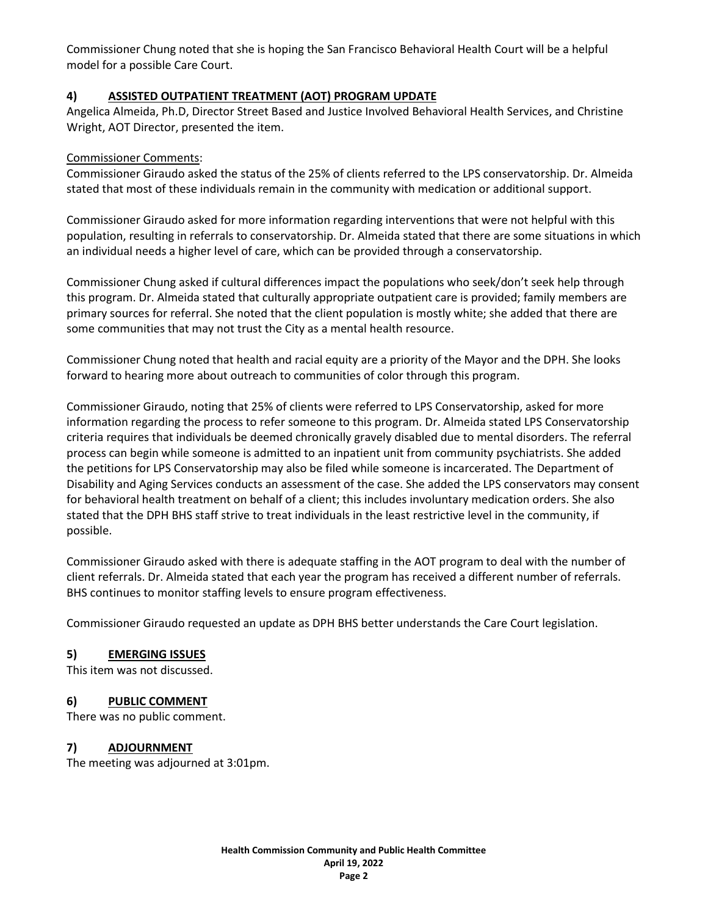Commissioner Chung noted that she is hoping the San Francisco Behavioral Health Court will be a helpful model for a possible Care Court.

## 4) **ASSISTED OUTPATIENT TREATMENT (AOT) PROGRAM UPDATE**

Angelica Almeida, Ph.D, Director Street Based and Justice Involved Behavioral Health Services, and Christine Wright, AOT Director, presented the item.

Commissioner Comments:

Commissioner Giraudo asked the status of the 25% of clients referred to the LPS conservatorship. Dr. Almeida stated that most of these individuals remain in the community with medication or additional support.

Commissioner Giraudo asked for more information regarding interventions that were not helpful with this population, resulting in referrals to conservatorship. Dr. Almeida stated that there are some situations in which an individual needs a higher level of care, which can be provided through a conservatorship.

Commissioner Chung asked if cultural differences impact the populations who seek/don't seek help through this program. Dr. Almeida stated that culturally appropriate outpatient care is provided; family members are primary sources for referral. She noted that the client population is mostly white; she added that there are some communities that may not trust the City as a mental health resource.

Commissioner Chung noted that health and racial equity are a priority of the Mayor and the DPH. She looks forward to hearing more about outreach to communities of color through this program.

Commissioner Giraudo, noting that 25% of clients were referred to LPS Conservatorship, asked for more information regarding the process to refer someone to this program. Dr. Almeida stated LPS Conservatorship criteria requires that individuals be deemed chronically gravely disabled due to mental disorders. The referral process can begin while someone is admitted to an inpatient unit from community psychiatrists. She added the petitions for LPS Conservatorship may also be filed while someone is incarcerated. The Department of Disability and Aging Services conducts an assessment of the case. She added the LPS conservators may consent for behavioral health treatment on behalf of a client; this includes involuntary medication orders. She also stated that the DPH BHS staff strive to treat individuals in the least restrictive level in the community, if possible.

Commissioner Giraudo asked with there is adequate staffing in the AOT program to deal with the number of client referrals. Dr. Almeida stated that each year the program has received a different number of referrals. BHS continues to monitor staffing levels to ensure program effectiveness.

Commissioner Giraudo requested an update as DPH BHS better understands the Care Court legislation.

## 5) **EMERGING ISSUES**

This item was not discussed.

## 6) **PUBLIC COMMENT**

There was no public comment.

## 7) **ADJOURNMENT**

The meeting was adjourned at 3:01pm.